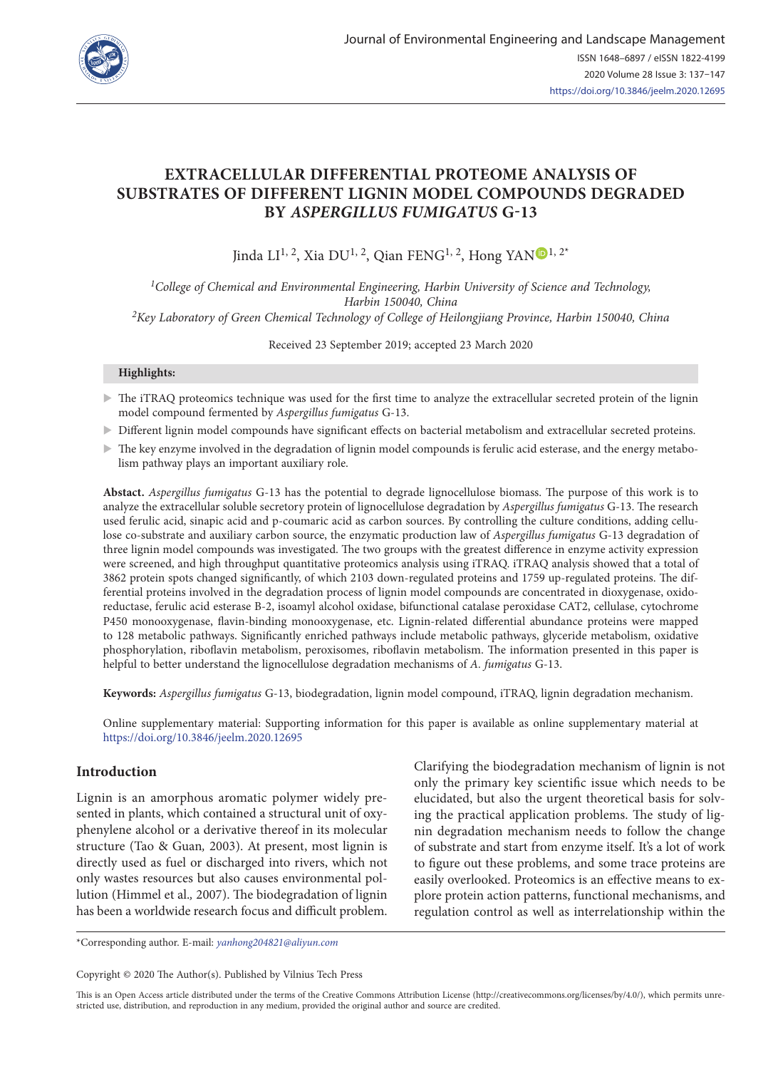# EXTRACELLULAR DIFFERENTIAL PROTEOME ANALYSIS OF SUBSTRATES OF DIFFERENT LIGNIN MODEL COMPOUNDS DEGRADED BY *ASPERGILLUS FUMIGATUS* G-13

Jinda LI[1, 2], Xia DU[1, 2], Qian FENG[1, 2], Hong YAN[1, 2*]

[1]*College of Chemical and Environmental Engineering, Harbin University of Science and Technology, Harbin 150040, China*

[2]*Key Laboratory of Green Chemical Technology of College of Heilongjiang Province, Harbin 150040, China*

Received 23 September 2019; accepted 23 March 2020

**Highlights:**

- The iTRAQ proteomics technique was used for the first time to analyze the extracellular secreted protein of the lignin model compound fermented by *Aspergillus fumigatus* G-13.
- Different lignin model compounds have significant effects on bacterial metabolism and extracellular secreted proteins.
- The key enzyme involved in the degradation of lignin model compounds is ferulic acid esterase, and the energy metabolism pathway plays an important auxiliary role.

**Abstact.** *Aspergillus fumigatus* G-13 has the potential to degrade lignocellulose biomass. The purpose of this work is to analyze the extracellular soluble secretory protein of lignocellulose degradation by *Aspergillus fumigatus* G-13. The research used ferulic acid, sinapic acid and p-coumaric acid as carbon sources. By controlling the culture conditions, adding cellulose co-substrate and auxiliary carbon source, the enzymatic production law of *Aspergillus fumigatus* G-13 degradation of three lignin model compounds was investigated. The two groups with the greatest difference in enzyme activity expression were screened, and high throughput quantitative proteomics analysis using iTRAQ. iTRAQ analysis showed that a total of 3862 protein spots changed significantly, of which 2103 down-regulated proteins and 1759 up-regulated proteins. The differential proteins involved in the degradation process of lignin model compounds are concentrated in dioxygenase, oxidoreductase, ferulic acid esterase B-2, isoamyl alcohol oxidase, bifunctional catalase peroxidase CAT2, cellulase, cytochrome P450 monooxygenase, flavin-binding monooxygenase, etc. Lignin-related differential abundance proteins were mapped to 128 metabolic pathways. Significantly enriched pathways include metabolic pathways, glyceride metabolism, oxidative phosphorylation, riboflavin metabolism, peroxisomes, riboflavin metabolism. The information presented in this paper is helpful to better understand the lignocellulose degradation mechanisms of *A. fumigatus* G-13.

**Keywords:** *Aspergillus fumigatus* G-13, biodegradation, lignin model compound, iTRAQ, lignin degradation mechanism.

Online supplementary material: Supporting information for this paper is available as online supplementary material at https://doi.org/10.3846/jeelm.2020.12695

## Introduction

Lignin is an amorphous aromatic polymer widely presented in plants, which contained a structural unit of oxyphenylene alcohol or a derivative thereof in its molecular structure (Tao & Guan, 2003). At present, most lignin is directly used as fuel or discharged into rivers, which not only wastes resources but also causes environmental pollution (Himmel et al., 2007). The biodegradation of lignin has been a worldwide research focus and difficult problem. Clarifying the biodegradation mechanism of lignin is not only the primary key scientific issue which needs to be elucidated, but also the urgent theoretical basis for solving the practical application problems. The study of lignin degradation mechanism needs to follow the change of substrate and start from enzyme itself. It's a lot of work to figure out these problems, and some trace proteins are easily overlooked. Proteomics is an effective means to explore protein action patterns, functional mechanisms, and regulation control as well as interrelationship within the

*Corresponding author. E-mail: *yanhong204821@aliyun.com*

Copyright © 2020 The Author(s). Published by Vilnius Tech Press

This is an Open Access article distributed under the terms of the Creative Commons Attribution License (http://creativecommons.org/licenses/by/4.0/), which permits unrestricted use, distribution, and reproduction in any medium, provided the original author and source are credited.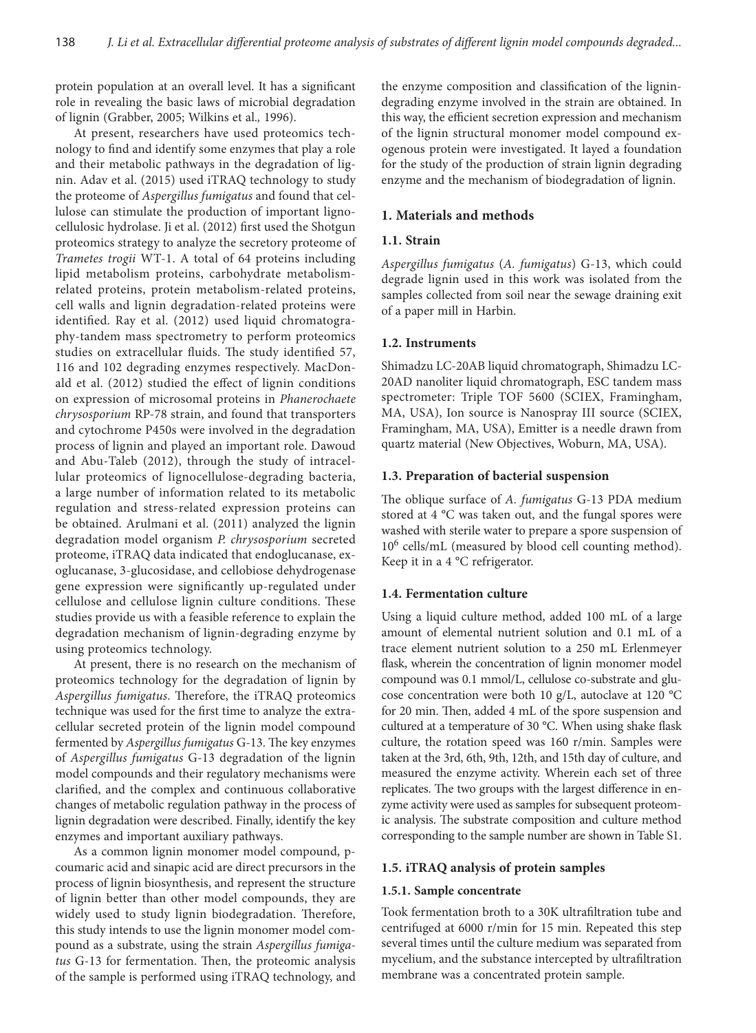protein population at an overall level. It has a significant role in revealing the basic laws of microbial degradation of lignin (Grabber, 2005; Wilkins et al., 1996).

At present, researchers have used proteomics technology to find and identify some enzymes that play a role and their metabolic pathways in the degradation of lignin. Adav et al. (2015) used iTRAQ technology to study the proteome of *Aspergillus fumigatus* and found that cellulose can stimulate the production of important lignocellulosic hydrolase. Ji et al. (2012) first used the Shotgun proteomics strategy to analyze the secretory proteome of *Trametes trogii* WT-1. A total of 64 proteins including lipid metabolism proteins, carbohydrate metabolism-related proteins, protein metabolism-related proteins, cell walls and lignin degradation-related proteins were identified. Ray et al. (2012) used liquid chromatography-tandem mass spectrometry to perform proteomics studies on extracellular fluids. The study identified 57, 116 and 102 degrading enzymes respectively. MacDonald et al. (2012) studied the effect of lignin conditions on expression of microsomal proteins in *Phanerochaete chrysosporium* RP-78 strain, and found that transporters and cytochrome P450s were involved in the degradation process of lignin and played an important role. Dawoud and Abu-Taleb (2012), through the study of intracellular proteomics of lignocellulose-degrading bacteria, a large number of information related to its metabolic regulation and stress-related expression proteins can be obtained. Arulmani et al. (2011) analyzed the lignin degradation model organism *P. chrysosporium* secreted proteome, iTRAQ data indicated that endoglucanase, exoglucanase, 3-glucosidase, and cellobiose dehydrogenase gene expression were significantly up-regulated under cellulose and cellulose lignin culture conditions. These studies provide us with a feasible reference to explain the degradation mechanism of lignin-degrading enzyme by using proteomics technology.

At present, there is no research on the mechanism of proteomics technology for the degradation of lignin by *Aspergillus fumigatus*. Therefore, the iTRAQ proteomics technique was used for the first time to analyze the extracellular secreted protein of the lignin model compound fermented by *Aspergillus fumigatus* G-13. The key enzymes of *Aspergillus fumigatus* G-13 degradation of the lignin model compounds and their regulatory mechanisms were clarified, and the complex and continuous collaborative changes of metabolic regulation pathway in the process of lignin degradation were described. Finally, identify the key enzymes and important auxiliary pathways.

As a common lignin monomer model compound, p-coumaric acid and sinapic acid are direct precursors in the process of lignin biosynthesis, and represent the structure of lignin better than other model compounds, they are widely used to study lignin biodegradation. Therefore, this study intends to use the lignin monomer model compound as a substrate, using the strain *Aspergillus fumigatus* G-13 for fermentation. Then, the proteomic analysis of the sample is performed using iTRAQ technology, and the enzyme composition and classification of the lignin-degrading enzyme involved in the strain are obtained. In this way, the efficient secretion expression and mechanism of the lignin structural monomer model compound exogenous protein were investigated. It layed a foundation for the study of the production of strain lignin degrading enzyme and the mechanism of biodegradation of lignin.

## 1. Materials and methods

### 1.1. Strain

*Aspergillus fumigatus* (*A. fumigatus*) G-13, which could degrade lignin used in this work was isolated from the samples collected from soil near the sewage draining exit of a paper mill in Harbin.

### 1.2. Instruments

Shimadzu LC-20AB liquid chromatograph, Shimadzu LC-20AD nanoliter liquid chromatograph, ESC tandem mass spectrometer: Triple TOF 5600 (SCIEX, Framingham, MA, USA), Ion source is Nanospray III source (SCIEX, Framingham, MA, USA), Emitter is a needle drawn from quartz material (New Objectives, Woburn, MA, USA).

### 1.3. Preparation of bacterial suspension

The oblique surface of *A. fumigatus* G-13 PDA medium stored at 4 °C was taken out, and the fungal spores were washed with sterile water to prepare a spore suspension of $10^6$ cells/mL (measured by blood cell counting method). Keep it in a 4 °C refrigerator.

### 1.4. Fermentation culture

Using a liquid culture method, added 100 mL of a large amount of elemental nutrient solution and 0.1 mL of a trace element nutrient solution to a 250 mL Erlenmeyer flask, wherein the concentration of lignin monomer model compound was 0.1 mmol/L, cellulose co-substrate and glucose concentration were both 10 g/L, autoclave at 120 °C for 20 min. Then, added 4 mL of the spore suspension and cultured at a temperature of 30 °C. When using shake flask culture, the rotation speed was 160 r/min. Samples were taken at the 3rd, 6th, 9th, 12th, and 15th day of culture, and measured the enzyme activity. Wherein each set of three replicates. The two groups with the largest difference in enzyme activity were used as samples for subsequent proteomic analysis. The substrate composition and culture method corresponding to the sample number are shown in Table S1.

### 1.5. iTRAQ analysis of protein samples

#### 1.5.1. Sample concentrate

Took fermentation broth to a 30K ultrafiltration tube and centrifuged at 6000 r/min for 15 min. Repeated this step several times until the culture medium was separated from mycelium, and the substance intercepted by ultrafiltration membrane was a concentrated protein sample.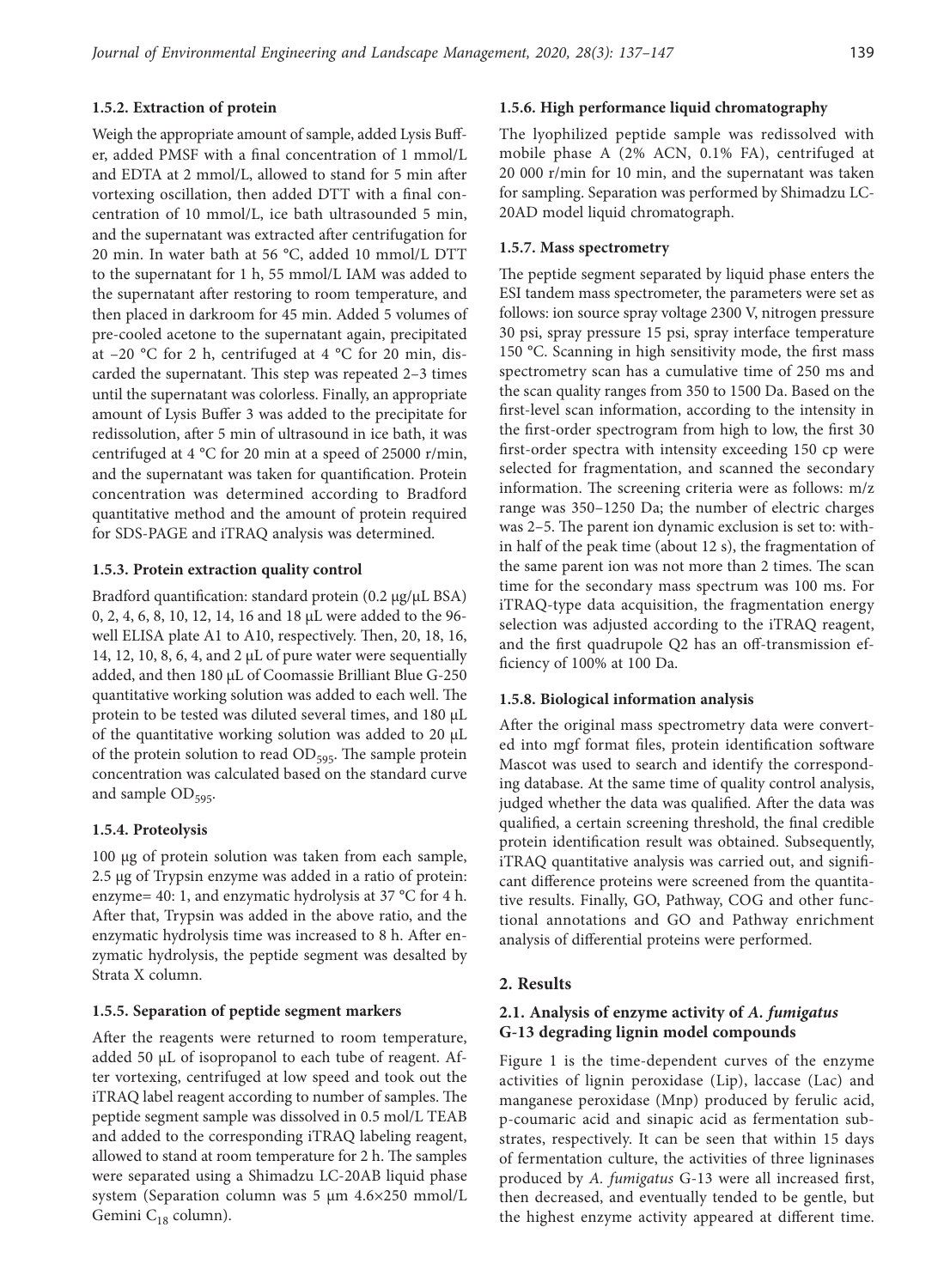#### 1.5.2. Extraction of protein

Weigh the appropriate amount of sample, added Lysis Buffer, added PMSF with a final concentration of 1 mmol/L and EDTA at 2 mmol/L, allowed to stand for 5 min after vortexing oscillation, then added DTT with a final concentration of 10 mmol/L, ice bath ultrasounded 5 min, and the supernatant was extracted after centrifugation for 20 min. In water bath at 56 °C, added 10 mmol/L DTT to the supernatant for 1 h, 55 mmol/L IAM was added to the supernatant after restoring to room temperature, and then placed in darkroom for 45 min. Added 5 volumes of pre-cooled acetone to the supernatant again, precipitated at –20 °C for 2 h, centrifuged at 4 °C for 20 min, discarded the supernatant. This step was repeated 2–3 times until the supernatant was colorless. Finally, an appropriate amount of Lysis Buffer 3 was added to the precipitate for redissolution, after 5 min of ultrasound in ice bath, it was centrifuged at 4 °C for 20 min at a speed of 25000 r/min, and the supernatant was taken for quantification. Protein concentration was determined according to Bradford quantitative method and the amount of protein required for SDS-PAGE and iTRAQ analysis was determined.

#### 1.5.3. Protein extraction quality control

Bradford quantification: standard protein (0.2 μg/μL BSA) 0, 2, 4, 6, 8, 10, 12, 14, 16 and 18 μL were added to the 96-well ELISA plate A1 to A10, respectively. Then, 20, 18, 16, 14, 12, 10, 8, 6, 4, and 2 μL of pure water were sequentially added, and then 180 μL of Coomassie Brilliant Blue G-250 quantitative working solution was added to each well. The protein to be tested was diluted several times, and 180 μL of the quantitative working solution was added to 20 μL of the protein solution to read $OD_{595}$. The sample protein concentration was calculated based on the standard curve and sample $OD_{595}$.

#### 1.5.4. Proteolysis

100 μg of protein solution was taken from each sample, 2.5 μg of Trypsin enzyme was added in a ratio of protein: enzyme= 40: 1, and enzymatic hydrolysis at 37 °C for 4 h. After that, Trypsin was added in the above ratio, and the enzymatic hydrolysis time was increased to 8 h. After enzymatic hydrolysis, the peptide segment was desalted by Strata X column.

#### 1.5.5. Separation of peptide segment markers

After the reagents were returned to room temperature, added 50 μL of isopropanol to each tube of reagent. After vortexing, centrifuged at low speed and took out the iTRAQ label reagent according to number of samples. The peptide segment sample was dissolved in 0.5 mol/L TEAB and added to the corresponding iTRAQ labeling reagent, allowed to stand at room temperature for 2 h. The samples were separated using a Shimadzu LC-20AB liquid phase system (Separation column was 5 μm 4.6×250 mmol/L Gemini $C_{18}$ column).

#### 1.5.6. High performance liquid chromatography

The lyophilized peptide sample was redissolved with mobile phase A (2% ACN, 0.1% FA), centrifuged at 20 000 r/min for 10 min, and the supernatant was taken for sampling. Separation was performed by Shimadzu LC-20AD model liquid chromatograph.

#### 1.5.7. Mass spectrometry

The peptide segment separated by liquid phase enters the ESI tandem mass spectrometer, the parameters were set as follows: ion source spray voltage 2300 V, nitrogen pressure 30 psi, spray pressure 15 psi, spray interface temperature 150 °C. Scanning in high sensitivity mode, the first mass spectrometry scan has a cumulative time of 250 ms and the scan quality ranges from 350 to 1500 Da. Based on the first-level scan information, according to the intensity in the first-order spectrogram from high to low, the first 30 first-order spectra with intensity exceeding 150 cp were selected for fragmentation, and scanned the secondary information. The screening criteria were as follows: m/z range was 350–1250 Da; the number of electric charges was 2–5. The parent ion dynamic exclusion is set to: within half of the peak time (about 12 s), the fragmentation of the same parent ion was not more than 2 times. The scan time for the secondary mass spectrum was 100 ms. For iTRAQ-type data acquisition, the fragmentation energy selection was adjusted according to the iTRAQ reagent, and the first quadrupole Q2 has an off-transmission efficiency of 100% at 100 Da.

#### 1.5.8. Biological information analysis

After the original mass spectrometry data were converted into mgf format files, protein identification software Mascot was used to search and identify the corresponding database. At the same time of quality control analysis, judged whether the data was qualified. After the data was qualified, a certain screening threshold, the final credible protein identification result was obtained. Subsequently, iTRAQ quantitative analysis was carried out, and significant difference proteins were screened from the quantitative results. Finally, GO, Pathway, COG and other functional annotations and GO and Pathway enrichment analysis of differential proteins were performed.

## 2. Results

### 2.1. Analysis of enzyme activity of *A. fumigatus* G-13 degrading lignin model compounds

Figure 1 is the time-dependent curves of the enzyme activities of lignin peroxidase (Lip), laccase (Lac) and manganese peroxidase (Mnp) produced by ferulic acid, p-coumaric acid and sinapic acid as fermentation substrates, respectively. It can be seen that within 15 days of fermentation culture, the activities of three ligninases produced by *A. fumigatus* G-13 were all increased first, then decreased, and eventually tended to be gentle, but the highest enzyme activity appeared at different time.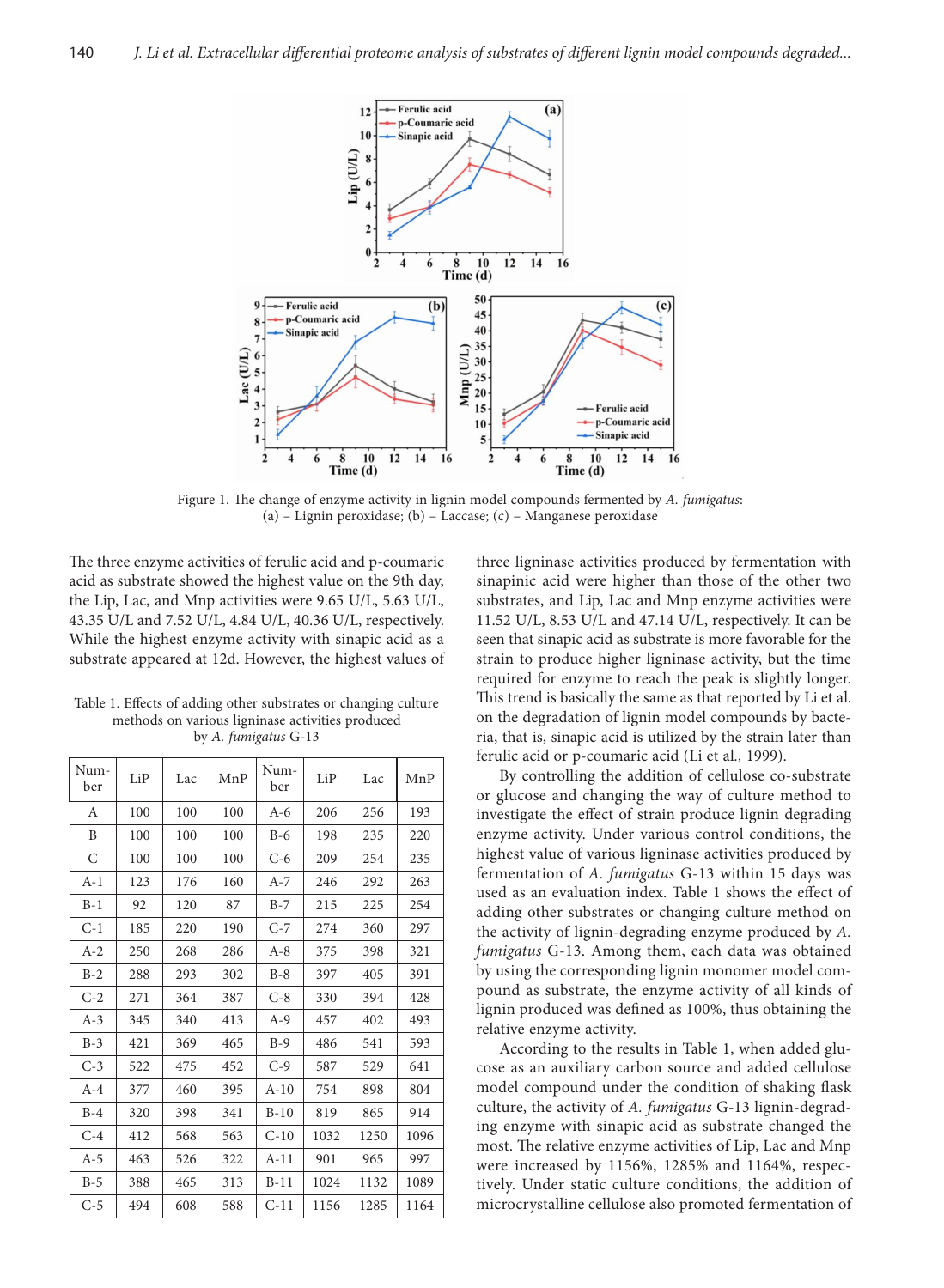Figure 1. The change of enzyme activity in lignin model compounds fermented by *A. fumigatus*: (a) – Lignin peroxidase; (b) – Laccase; (c) – Manganese peroxidase

The three enzyme activities of ferulic acid and p-coumaric acid as substrate showed the highest value on the 9th day, the Lip, Lac, and Mnp activities were 9.65 U/L, 5.63 U/L, 43.35 U/L and 7.52 U/L, 4.84 U/L, 40.36 U/L, respectively. While the highest enzyme activity with sinapic acid as a substrate appeared at 12d. However, the highest values of three ligninase activities produced by fermentation with sinapic acid were higher than those of the other two substrates, and Lip, Lac and Mnp enzyme activities were 11.52 U/L, 8.53 U/L and 47.14 U/L, respectively. It can be seen that sinapic acid as substrate is more favorable for the strain to produce higher ligninase activity, but the time required for enzyme to reach the peak is slightly longer. This trend is basically the same as that reported by Li et al. on the degradation of lignin model compounds by bacteria, that is, sinapic acid is utilized by the strain later than ferulic acid or p-coumaric acid (Li et al., 1999).

Table 1. Effects of adding other substrates or changing culture methods on various ligninase activities produced by *A. fumigatus* G-13

| Number | LiP | Lac | MnP | Number | LiP | Lac | MnP |
|---|---|---|---|---|---|---|---|
| A | 100 | 100 | 100 | A-6 | 206 | 256 | 193 |
| B | 100 | 100 | 100 | B-6 | 198 | 235 | 220 |
| C | 100 | 100 | 100 | C-6 | 209 | 254 | 235 |
| A-1 | 123 | 176 | 160 | A-7 | 246 | 292 | 263 |
| B-1 | 92 | 120 | 87 | B-7 | 215 | 225 | 254 |
| C-1 | 185 | 220 | 190 | C-7 | 274 | 360 | 297 |
| A-2 | 250 | 268 | 286 | A-8 | 375 | 398 | 321 |
| B-2 | 288 | 293 | 302 | B-8 | 397 | 405 | 391 |
| C-2 | 271 | 364 | 387 | C-8 | 330 | 394 | 428 |
| A-3 | 345 | 340 | 413 | A-9 | 457 | 402 | 493 |
| B-3 | 421 | 369 | 465 | B-9 | 486 | 541 | 593 |
| C-3 | 522 | 475 | 452 | C-9 | 587 | 529 | 641 |
| A-4 | 377 | 460 | 395 | A-10 | 754 | 898 | 804 |
| B-4 | 320 | 398 | 341 | B-10 | 819 | 865 | 914 |
| C-4 | 412 | 568 | 563 | C-10 | 1032 | 1250 | 1096 |
| A-5 | 463 | 526 | 322 | A-11 | 901 | 965 | 997 |
| B-5 | 388 | 465 | 313 | B-11 | 1024 | 1132 | 1089 |
| C-5 | 494 | 608 | 588 | C-11 | 1156 | 1285 | 1164 |

By controlling the addition of cellulose co-substrate or glucose and changing the way of culture method to investigate the effect of strain produce lignin degrading enzyme activity. Under various control conditions, the highest value of various ligninase activities produced by fermentation of *A. fumigatus* G-13 within 15 days was used as an evaluation index. Table 1 shows the effect of adding other substrates or changing culture method on the activity of lignin-degrading enzyme produced by *A. fumigatus* G-13. Among them, each data was obtained by using the corresponding lignin monomer model compound as substrate, the enzyme activity of all kinds of lignin produced was defined as 100%, thus obtaining the relative enzyme activity.

According to the results in Table 1, when added glucose as an auxiliary carbon source and added cellulose model compound under the condition of shaking flask culture, the activity of *A. fumigatus* G-13 lignin-degrading enzyme with sinapic acid as substrate changed the most. The relative enzyme activities of Lip, Lac and Mnp were increased by 1156%, 1285% and 1164%, respectively. Under static culture conditions, the addition of microcrystalline cellulose also promoted fermentation of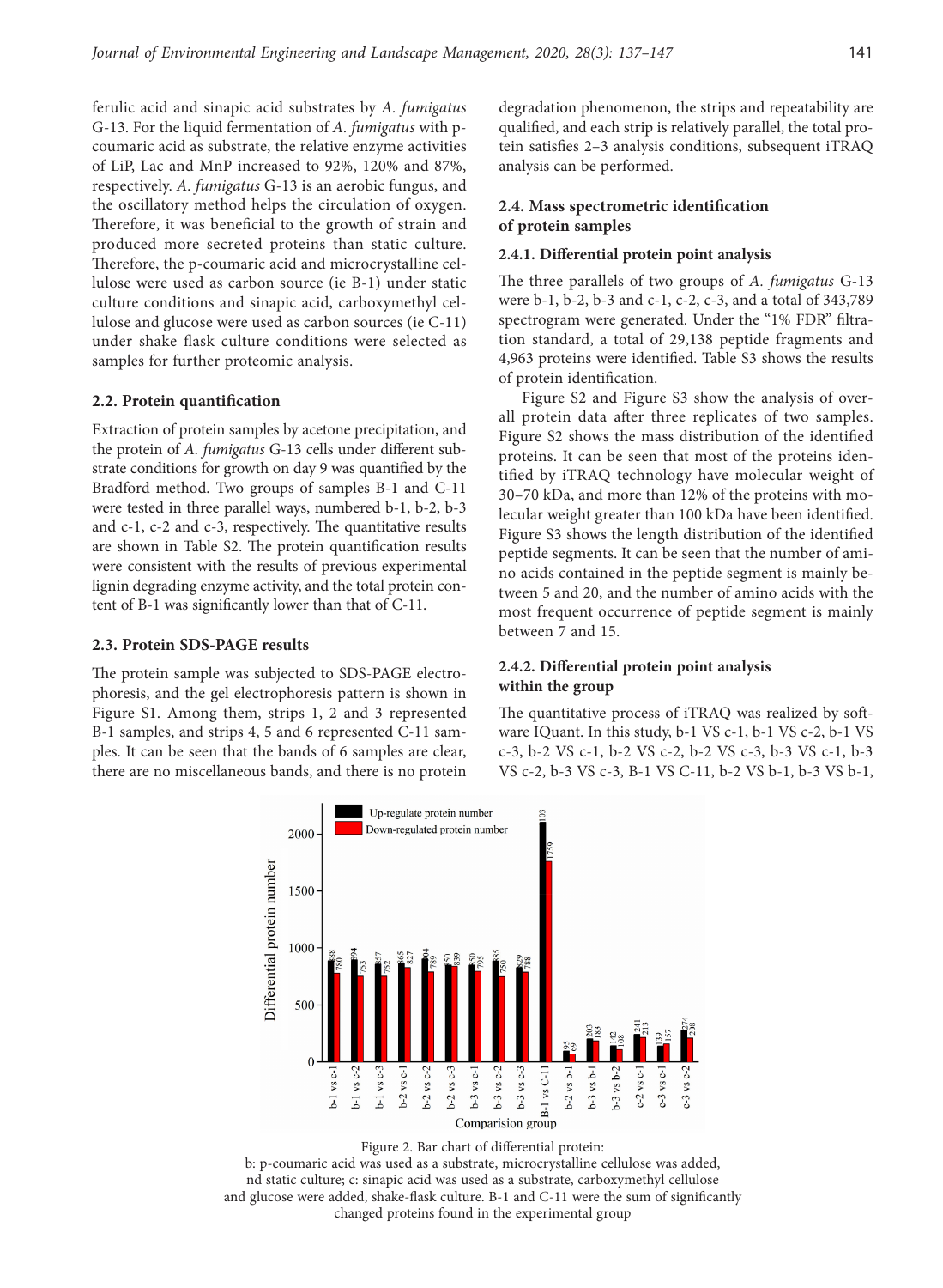ferulic acid and sinapic acid substrates by *A. fumigatus* G-13. For the liquid fermentation of *A. fumigatus* with p-coumaric acid as substrate, the relative enzyme activities of LiP, Lac and MnP increased to 92%, 120% and 87%, respectively. *A. fumigatus* G-13 is an aerobic fungus, and the oscillatory method helps the circulation of oxygen. Therefore, it was beneficial to the growth of strain and produced more secreted proteins than static culture. Therefore, the p-coumaric acid and microcrystalline cellulose were used as carbon source (ie B-1) under static culture conditions and sinapic acid, carboxymethyl cellulose and glucose were used as carbon sources (ie C-11) under shake flask culture conditions were selected as samples for further proteomic analysis.

### 2.2. Protein quantification

Extraction of protein samples by acetone precipitation, and the protein of *A. fumigatus* G-13 cells under different substrate conditions for growth on day 9 was quantified by the Bradford method. Two groups of samples B-1 and C-11 were tested in three parallel ways, numbered b-1, b-2, b-3 and c-1, c-2 and c-3, respectively. The quantitative results are shown in Table S2. The protein quantification results were consistent with the results of previous experimental lignin degrading enzyme activity, and the total protein content of B-1 was significantly lower than that of C-11.

### 2.3. Protein SDS-PAGE results

The protein sample was subjected to SDS-PAGE electrophoresis, and the gel electrophoresis pattern is shown in Figure S1. Among them, strips 1, 2 and 3 represented B-1 samples, and strips 4, 5 and 6 represented C-11 samples. It can be seen that the bands of 6 samples are clear, there are no miscellaneous bands, and there is no protein degradation phenomenon, the strips and repeatability are qualified, and each strip is relatively parallel, the total protein satisfies 2–3 analysis conditions, subsequent iTRAQ analysis can be performed.

### 2.4. Mass spectrometric identification of protein samples

#### 2.4.1. Differential protein point analysis

The three parallels of two groups of *A. fumigatus* G-13 were b-1, b-2, b-3 and c-1, c-2, c-3, and a total of 343,789 spectrogram were generated. Under the "1% FDR" filtration standard, a total of 29,138 peptide fragments and 4,963 proteins were identified. Table S3 shows the results of protein identification.

Figure S2 and Figure S3 show the analysis of overall protein data after three replicates of two samples. Figure S2 shows the mass distribution of the identified proteins. It can be seen that most of the proteins identified by iTRAQ technology have molecular weight of 30–70 kDa, and more than 12% of the proteins with molecular weight greater than 100 kDa have been identified. Figure S3 shows the length distribution of the identified peptide segments. It can be seen that the number of amino acids contained in the peptide segment is mainly between 5 and 20, and the number of amino acids with the most frequent occurrence of peptide segment is mainly between 7 and 15.

#### 2.4.2. Differential protein point analysis within the group

The quantitative process of iTRAQ was realized by software IQuant. In this study, b-1 VS c-1, b-1 VS c-2, b-1 VS c-3, b-2 VS c-1, b-2 VS c-2, b-2 VS c-3, b-3 VS c-1, b-3 VS c-2, b-3 VS c-3, B-1 VS C-11, b-2 VS b-1, b-3 VS b-1,

Figure 2. Bar chart of differential protein:
b: p-coumaric acid was used as a substrate, microcrystalline cellulose was added, nd static culture; c: sinapic acid was used as a substrate, carboxymethyl cellulose and glucose were added, shake-flask culture. B-1 and C-11 were the sum of significantly changed proteins found in the experimental group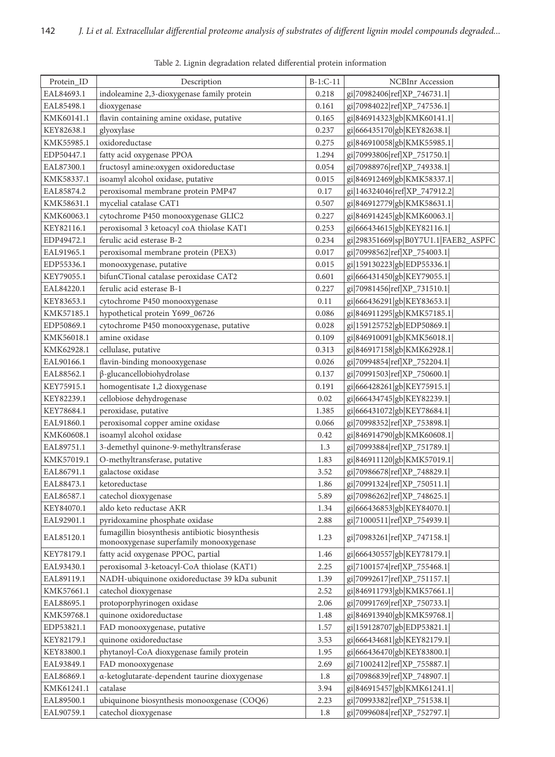Table 2. Lignin degradation related differential protein information

| Protein_ID | Description | B-1:C-11 | NCBInr Accession |
|---|---|---|---|
| EAL84693.1 | indoleamine 2,3-dioxygenase family protein | 0.218 | gi\|70982406\|ref\|XP_746731.1\| |
| EAL85498.1 | dioxygenase | 0.161 | gi\|70984022\|ref\|XP_747536.1\| |
| KMK60141.1 | flavin containing amine oxidase, putative | 0.165 | gi\|846914323\|gb\|KMK60141.1\| |
| KEY82638.1 | glyoxylase | 0.237 | gi\|666435170\|gb\|KEY82638.1\| |
| KMK55985.1 | oxidoreductase | 0.275 | gi\|846910058\|gb\|KMK55985.1\| |
| EDP50447.1 | fatty acid oxygenase PPOA | 1.294 | gi\|70993806\|ref\|XP_751750.1\| |
| EAL87300.1 | fructosyl amine:oxygen oxidoreductase | 0.054 | gi\|70988976\|ref\|XP_749338.1\| |
| KMK58337.1 | isoamyl alcohol oxidase, putative | 0.015 | gi\|846912469\|gb\|KMK58337.1\| |
| EAL85874.2 | peroxisomal membrane protein PMP47 | 0.17 | gi\|146324046\|ref\|XP_747912.2\| |
| KMK58631.1 | mycelial catalase CAT1 | 0.507 | gi\|846912779\|gb\|KMK58631.1\| |
| KMK60063.1 | cytochrome P450 monooxygenase GLIC2 | 0.227 | gi\|846914245\|gb\|KMK60063.1\| |
| KEY82116.1 | peroxisomal 3 ketoacyl coA thiolase KAT1 | 0.253 | gi\|666434615\|gb\|KEY82116.1\| |
| EDP49472.1 | ferulic acid esterase B-2 | 0.234 | gi\|298351669\|sp\|B0Y7U1.1\|FAEB2_ASPFC |
| EAL91965.1 | peroxisomal membrane protein (PEX3) | 0.017 | gi\|70998562\|ref\|XP_754003.1\| |
| EDP55336.1 | monooxygenase, putative | 0.015 | gi\|159130223\|gb\|EDP55336.1\| |
| KEY79055.1 | bifunCTional catalase peroxidase CAT2 | 0.601 | gi\|666431450\|gb\|KEY79055.1\| |
| EAL84220.1 | ferulic acid esterase B-1 | 0.227 | gi\|70981456\|ref\|XP_731510.1\| |
| KEY83653.1 | cytochrome P450 monooxygenase | 0.11 | gi\|666436291\|gb\|KEY83653.1\| |
| KMK57185.1 | hypothetical protein Y699_06726 | 0.086 | gi\|846911295\|gb\|KMK57185.1\| |
| EDP50869.1 | cytochrome P450 monooxygenase, putative | 0.028 | gi\|159125752\|gb\|EDP50869.1\| |
| KMK56018.1 | amine oxidase | 0.109 | gi\|846910091\|gb\|KMK56018.1\| |
| KMK62928.1 | cellulase, putative | 0.313 | gi\|846917158\|gb\|KMK62928.1\| |
| EAL90166.1 | flavin-binding monooxygenase | 0.026 | gi\|70994854\|ref\|XP_752204.1\| |
| EAL88562.1 | β-glucancellobiohydrolase | 0.137 | gi\|70991503\|ref\|XP_750600.1\| |
| KEY75915.1 | homogentisate 1,2 dioxygenase | 0.191 | gi\|666428261\|gb\|KEY75915.1\| |
| KEY82239.1 | cellobiose dehydrogenase | 0.02 | gi\|666434745\|gb\|KEY82239.1\| |
| KEY78684.1 | peroxidase, putative | 1.385 | gi\|666431072\|gb\|KEY78684.1\| |
| EAL91860.1 | peroxisomal copper amine oxidase | 0.066 | gi\|70998352\|ref\|XP_753898.1\| |
| KMK60608.1 | isoamyl alcohol oxidase | 0.42 | gi\|846914790\|gb\|KMK60608.1\| |
| EAL89751.1 | 3-demethyl quinone-9-methyltransferase | 1.3 | gi\|70993884\|ref\|XP_751789.1\| |
| KMK57019.1 | O-methyltransferase, putative | 1.83 | gi\|846911120\|gb\|KMK57019.1\| |
| EAL86791.1 | galactose oxidase | 3.52 | gi\|70986678\|ref\|XP_748829.1\| |
| EAL88473.1 | ketoreductase | 1.86 | gi\|70991324\|ref\|XP_750511.1\| |
| EAL86587.1 | catechol dioxygenase | 5.89 | gi\|70986262\|ref\|XP_748625.1\| |
| KEY84070.1 | aldo keto reductase AKR | 1.34 | gi\|666436853\|gb\|KEY84070.1\| |
| EAL92901.1 | pyridoxamine phosphate oxidase | 2.88 | gi\|71000511\|ref\|XP_754939.1\| |
| EAL85120.1 | fumagillin biosynthesis antibiotic biosynthesis monooxygenase superfamily monooxygenase | 1.23 | gi\|70983261\|ref\|XP_747158.1\| |
| KEY78179.1 | fatty acid oxygenase PPOC, partial | 1.46 | gi\|666430557\|gb\|KEY78179.1\| |
| EAL93430.1 | peroxisomal 3-ketoacyl-CoA thiolase (KAT1) | 2.25 | gi\|71001574\|ref\|XP_755468.1\| |
| EAL89119.1 | NADH-ubiquinone oxidoreductase 39 kDa subunit | 1.39 | gi\|70992617\|ref\|XP_751157.1\| |
| KMK57661.1 | catechol dioxygenase | 2.52 | gi\|846911793\|gb\|KMK57661.1\| |
| EAL88695.1 | protoporphyrinogen oxidase | 2.06 | gi\|70991769\|ref\|XP_750733.1\| |
| KMK59768.1 | quinone oxidoreductase | 1.48 | gi\|846913940\|gb\|KMK59768.1\| |
| EDP53821.1 | FAD monooxygenase, putative | 1.57 | gi\|159128707\|gb\|EDP53821.1\| |
| KEY82179.1 | quinone oxidoreductase | 3.53 | gi\|666434681\|gb\|KEY82179.1\| |
| KEY83800.1 | phytanoyl-CoA dioxygenase family protein | 1.95 | gi\|666436470\|gb\|KEY83800.1\| |
| EAL93849.1 | FAD monooxygenase | 2.69 | gi\|71002412\|ref\|XP_755887.1\| |
| EAL86869.1 | α-ketoglutarate-dependent taurine dioxygenase | 1.8 | gi\|70986839\|ref\|XP_748907.1\| |
| KMK61241.1 | catalase | 3.94 | gi\|846915457\|gb\|KMK61241.1\| |
| EAL89500.1 | ubiquinone biosynthesis monooxgenase (COQ6) | 2.23 | gi\|70993382\|ref\|XP_751538.1\| |
| EAL90759.1 | catechol dioxygenase | 1.8 | gi\|70996084\|ref\|XP_752797.1\| |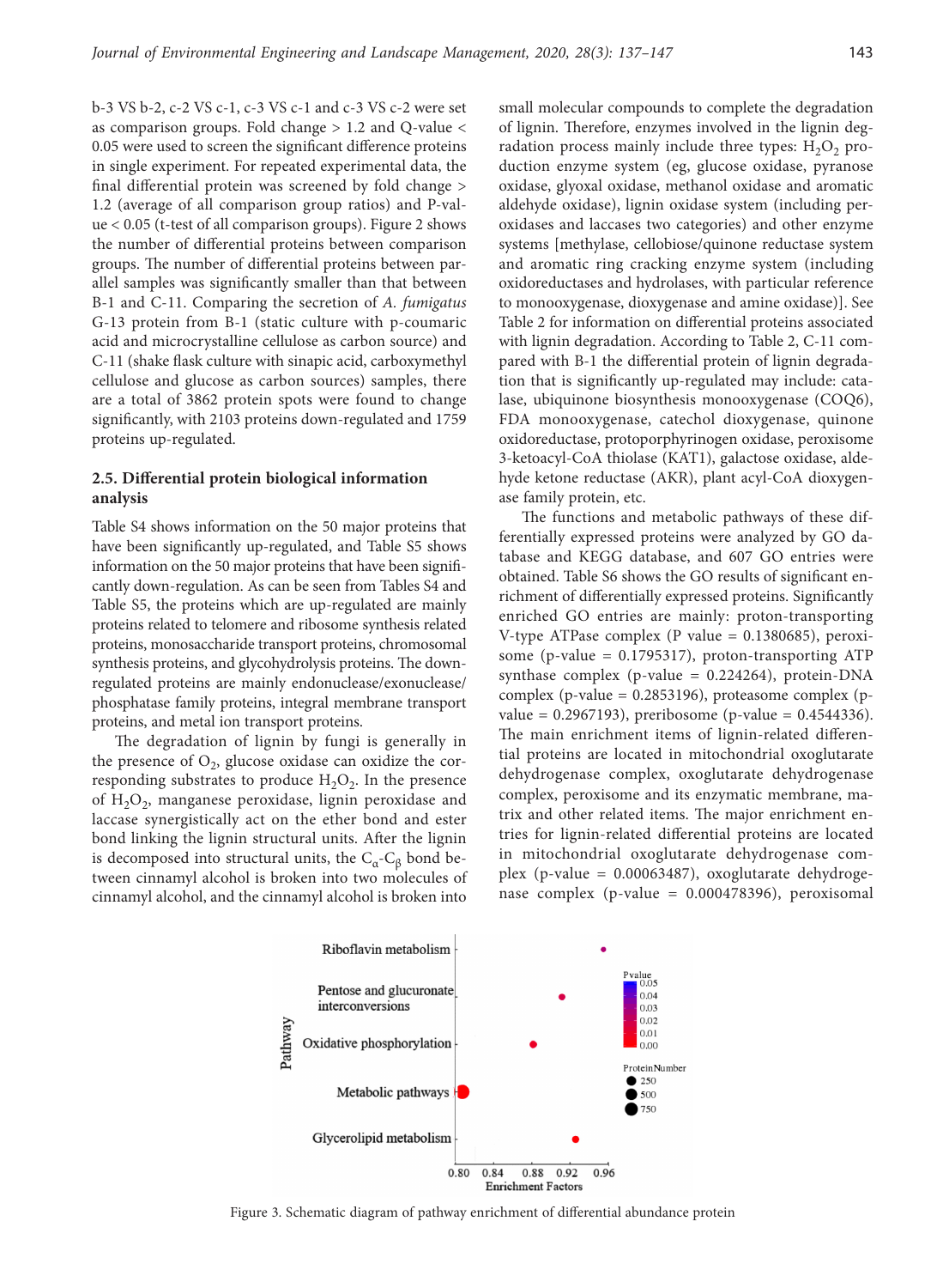b-3 VS b-2, c-2 VS c-1, c-3 VS c-1 and c-3 VS c-2 were set as comparison groups. Fold change > 1.2 and Q-value < 0.05 were used to screen the significant difference proteins in single experiment. For repeated experimental data, the final differential protein was screened by fold change > 1.2 (average of all comparison group ratios) and P-value < 0.05 (t-test of all comparison groups). Figure 2 shows the number of differential proteins between comparison groups. The number of differential proteins between parallel samples was significantly smaller than that between B-1 and C-11. Comparing the secretion of *A. fumigatus* G-13 protein from B-1 (static culture with p-coumaric acid and microcrystalline cellulose as carbon source) and C-11 (shake flask culture with sinapic acid, carboxymethyl cellulose and glucose as carbon sources) samples, there are a total of 3862 protein spots were found to change significantly, with 2103 proteins down-regulated and 1759 proteins up-regulated.

### 2.5. Differential protein biological information analysis

Table S4 shows information on the 50 major proteins that have been significantly up-regulated, and Table S5 shows information on the 50 major proteins that have been significantly down-regulation. As can be seen from Tables S4 and Table S5, the proteins which are up-regulated are mainly proteins related to telomere and ribosome synthesis related proteins, monosaccharide transport proteins, chromosomal synthesis proteins, and glycohydrolysis proteins. The down-regulated proteins are mainly endonuclease/exonuclease/phosphatase family proteins, integral membrane transport proteins, and metal ion transport proteins.

The degradation of lignin by fungi is generally in the presence of $O_2$, glucose oxidase can oxidize the corresponding substrates to produce $H_2O_2$. In the presence of $H_2O_2$, manganese peroxidase, lignin peroxidase and laccase synergistically act on the ether bond and ester bond linking the lignin structural units. After the lignin is decomposed into structural units, the $C_\alpha$-$C_\beta$ bond between cinnamyl alcohol is broken into two molecules of cinnamyl alcohol, and the cinnamyl alcohol is broken into small molecular compounds to complete the degradation of lignin. Therefore, enzymes involved in the lignin degradation process mainly include three types: $H_2O_2$ production enzyme system (eg, glucose oxidase, pyranose oxidase, glyoxal oxidase, methanol oxidase and aromatic aldehyde oxidase), lignin oxidase system (including peroxidases and laccases two categories) and other enzyme systems [methylase, cellobiose/quinone reductase system and aromatic ring cracking enzyme system (including oxidoreductases and hydrolases, with particular reference to monooxygenase, dioxygenase and amine oxidase)]. See Table 2 for information on differential proteins associated with lignin degradation. According to Table 2, C-11 compared with B-1 the differential protein of lignin degradation that is significantly up-regulated may include: catalase, ubiquinone biosynthesis monooxygenase (COQ6), FDA monooxygenase, catechol dioxygenase, quinone oxidoreductase, protoporphyrinogen oxidase, peroxisome 3-ketoacyl-CoA thiolase (KAT1), galactose oxidase, aldehyde ketone reductase (AKR), plant acyl-CoA dioxygenase family protein, etc.

The functions and metabolic pathways of these differentially expressed proteins were analyzed by GO database and KEGG database, and 607 GO entries were obtained. Table S6 shows the GO results of significant enrichment of differentially expressed proteins. Significantly enriched GO entries are mainly: proton-transporting V-type ATPase complex (P value = 0.1380685), peroxisome (p-value = 0.1795317), proton-transporting ATP synthase complex (p-value = 0.224264), protein-DNA complex (p-value = 0.2853196), proteasome complex (p-value = 0.2967193), preribosome (p-value = 0.4544336). The main enrichment items of lignin-related differential proteins are located in mitochondrial oxoglutarate dehydrogenase complex, oxoglutarate dehydrogenase complex, peroxisome and its enzymatic membrane, matrix and other related items. The major enrichment entries for lignin-related differential proteins are located in mitochondrial oxoglutarate dehydrogenase complex (p-value = 0.00063487), oxoglutarate dehydrogenase complex (p-value = 0.000478396), peroxisomal

Figure 3. Schematic diagram of pathway enrichment of differential abundance protein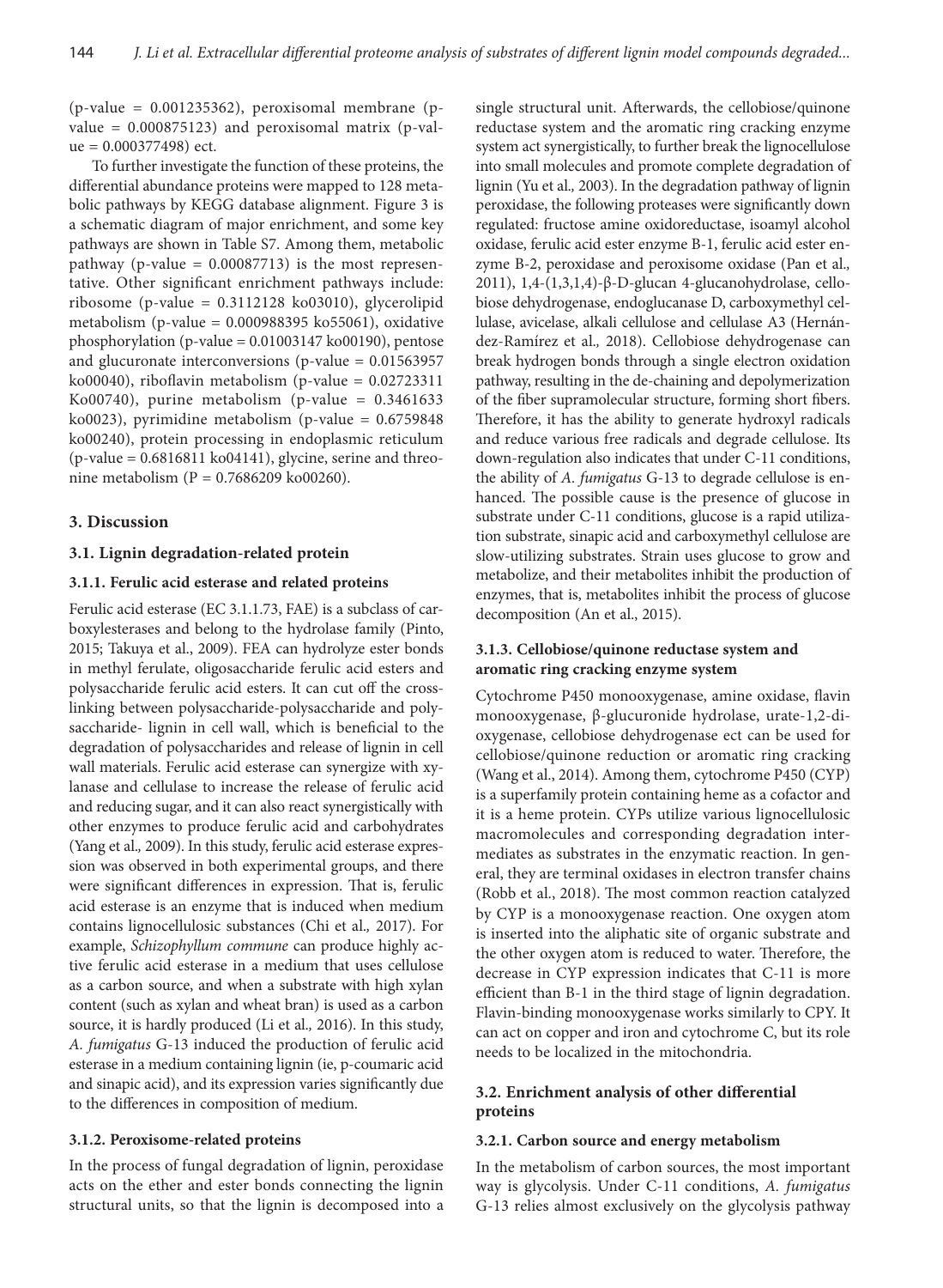(p-value = 0.001235362), peroxisomal membrane (p-value = 0.000875123) and peroxisomal matrix (p-value = 0.000377498) ect.

To further investigate the function of these proteins, the differential abundance proteins were mapped to 128 metabolic pathways by KEGG database alignment. Figure 3 is a schematic diagram of major enrichment, and some key pathways are shown in Table S7. Among them, metabolic pathway (p-value = 0.00087713) is the most representative. Other significant enrichment pathways include: ribosome (p-value = 0.3112128 ko03010), glycerolipid metabolism (p-value = 0.000988395 ko55061), oxidative phosphorylation (p-value = 0.01003147 ko00190), pentose and glucuronate interconversions (p-value = 0.01563957 ko00040), riboflavin metabolism (p-value = 0.02723311 Ko00740), purine metabolism (p-value = 0.3461633 ko0023), pyrimidine metabolism (p-value = 0.6759848 ko00240), protein processing in endoplasmic reticulum (p-value = 0.6816811 ko04141), glycine, serine and threonine metabolism (P = 0.7686209 ko00260).

## 3. Discussion

### 3.1. Lignin degradation-related protein

#### 3.1.1. Ferulic acid esterase and related proteins

Ferulic acid esterase (EC 3.1.1.73, FAE) is a subclass of carboxylesterases and belong to the hydrolase family (Pinto, 2015; Takuya et al., 2009). FEA can hydrolyze ester bonds in methyl ferulate, oligosaccharide ferulic acid esters and polysaccharide ferulic acid esters. It can cut off the cross-linking between polysaccharide-polysaccharide and polysaccharide- lignin in cell wall, which is beneficial to the degradation of polysaccharides and release of lignin in cell wall materials. Ferulic acid esterase can synergize with xylanase and cellulase to increase the release of ferulic acid and reducing sugar, and it can also react synergistically with other enzymes to produce ferulic acid and carbohydrates (Yang et al., 2009). In this study, ferulic acid esterase expression was observed in both experimental groups, and there were significant differences in expression. That is, ferulic acid esterase is an enzyme that is induced when medium contains lignocellulosic substances (Chi et al., 2017). For example, *Schizophyllum commune* can produce highly active ferulic acid esterase in a medium that uses cellulose as a carbon source, and when a substrate with high xylan content (such as xylan and wheat bran) is used as a carbon source, it is hardly produced (Li et al., 2016). In this study, *A. fumigatus* G-13 induced the production of ferulic acid esterase in a medium containing lignin (ie, p-coumaric acid and sinapic acid), and its expression varies significantly due to the differences in composition of medium.

#### 3.1.2. Peroxisome-related proteins

In the process of fungal degradation of lignin, peroxidase acts on the ether and ester bonds connecting the lignin structural units, so that the lignin is decomposed into a single structural unit. Afterwards, the cellobiose/quinone reductase system and the aromatic ring cracking enzyme system act synergistically, to further break the lignocellulose into small molecules and promote complete degradation of lignin (Yu et al., 2003). In the degradation pathway of lignin peroxidase, the following proteases were significantly down regulated: fructose amine oxidoreductase, isoamyl alcohol oxidase, ferulic acid ester enzyme B-1, ferulic acid ester enzyme B-2, peroxidase and peroxisome oxidase (Pan et al., 2011), 1,4-(1,3,1,4)-β-D-glucan 4-glucanohydrolase, cellobiose dehydrogenase, endoglucanase D, carboxymethyl cellulase, avicelase, alkali cellulose and cellulase A3 (Hernández-Ramírez et al., 2018). Cellobiose dehydrogenase can break hydrogen bonds through a single electron oxidation pathway, resulting in the de-chaining and depolymerization of the fiber supramolecular structure, forming short fibers. Therefore, it has the ability to generate hydroxyl radicals and reduce various free radicals and degrade cellulose. Its down-regulation also indicates that under C-11 conditions, the ability of *A. fumigatus* G-13 to degrade cellulose is enhanced. The possible cause is the presence of glucose in substrate under C-11 conditions, glucose is a rapid utilization substrate, sinapic acid and carboxymethyl cellulose are slow-utilizing substrates. Strain uses glucose to grow and metabolize, and their metabolites inhibit the production of enzymes, that is, metabolites inhibit the process of glucose decomposition (An et al., 2015).

#### 3.1.3. Cellobiose/quinone reductase system and aromatic ring cracking enzyme system

Cytochrome P450 monooxygenase, amine oxidase, flavin monooxygenase, β-glucuronide hydrolase, urate-1,2-dioxygenase, cellobiose dehydrogenase ect can be used for cellobiose/quinone reduction or aromatic ring cracking (Wang et al., 2014). Among them, cytochrome P450 (CYP) is a superfamily protein containing heme as a cofactor and it is a heme protein. CYPs utilize various lignocellulosic macromolecules and corresponding degradation intermediates as substrates in the enzymatic reaction. In general, they are terminal oxidases in electron transfer chains (Robb et al., 2018). The most common reaction catalyzed by CYP is a monooxygenase reaction. One oxygen atom is inserted into the aliphatic site of organic substrate and the other oxygen atom is reduced to water. Therefore, the decrease in CYP expression indicates that C-11 is more efficient than B-1 in the third stage of lignin degradation. Flavin-binding monooxygenase works similarly to CPY. It can act on copper and iron and cytochrome C, but its role needs to be localized in the mitochondria.

### 3.2. Enrichment analysis of other differential proteins

#### 3.2.1. Carbon source and energy metabolism

In the metabolism of carbon sources, the most important way is glycolysis. Under C-11 conditions, *A. fumigatus* G-13 relies almost exclusively on the glycolysis pathway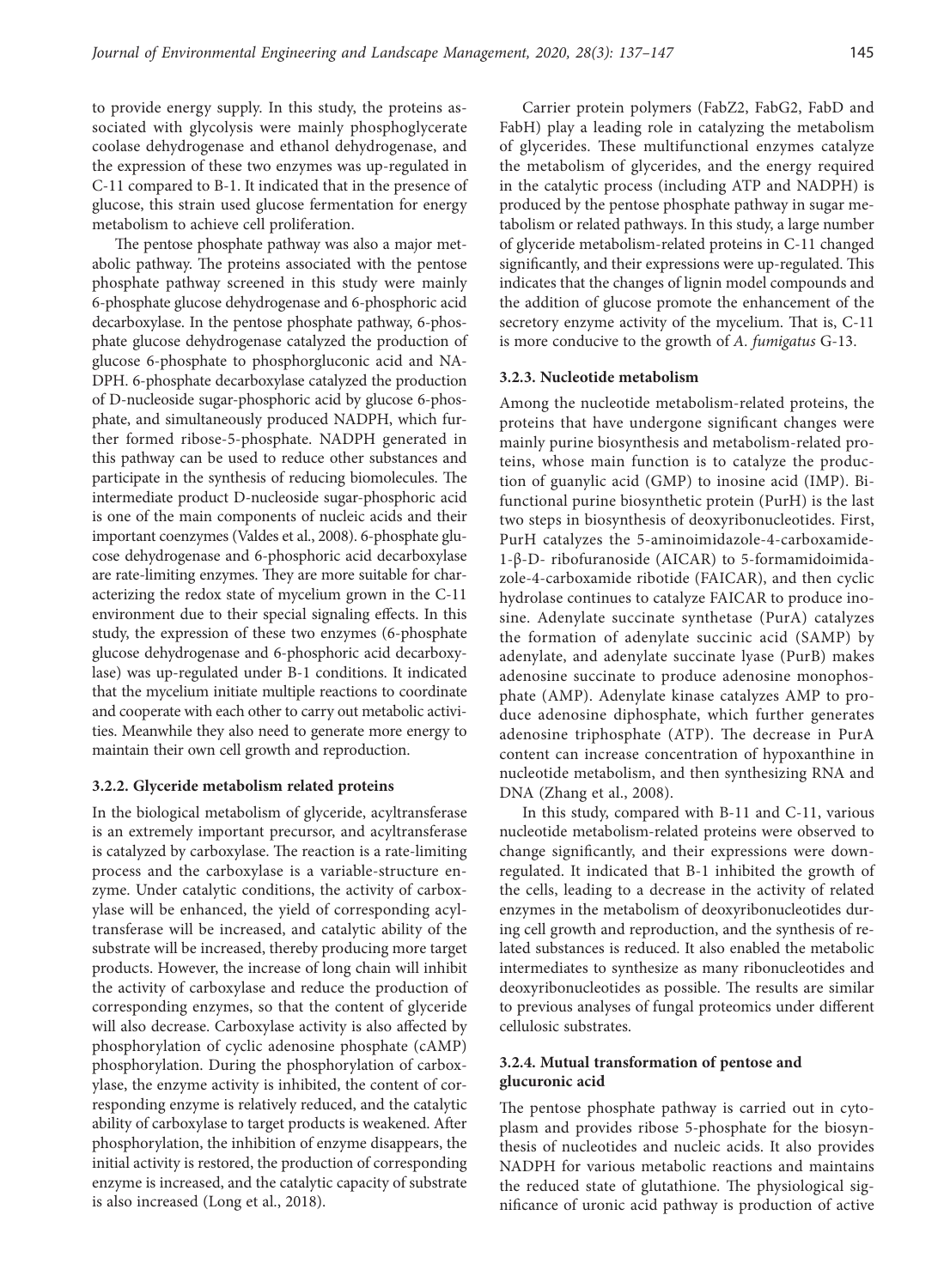to provide energy supply. In this study, the proteins associated with glycolysis were mainly phosphoglycerate coolase dehydrogenase and ethanol dehydrogenase, and the expression of these two enzymes was up-regulated in C-11 compared to B-1. It indicated that in the presence of glucose, this strain used glucose fermentation for energy metabolism to achieve cell proliferation.

The pentose phosphate pathway was also a major metabolic pathway. The proteins associated with the pentose phosphate pathway screened in this study were mainly 6-phosphate glucose dehydrogenase and 6-phosphoric acid decarboxylase. In the pentose phosphate pathway, 6-phosphate glucose dehydrogenase catalyzed the production of glucose 6-phosphate to phosphorgluconic acid and NADPH. 6-phosphate decarboxylase catalyzed the production of D-nucleoside sugar-phosphoric acid by glucose 6-phosphate, and simultaneously produced NADPH, which further formed ribose-5-phosphate. NADPH generated in this pathway can be used to reduce other substances and participate in the synthesis of reducing biomolecules. The intermediate product D-nucleoside sugar-phosphoric acid is one of the main components of nucleic acids and their important coenzymes (Valdes et al., 2008). 6-phosphate glucose dehydrogenase and 6-phosphoric acid decarboxylase are rate-limiting enzymes. They are more suitable for characterizing the redox state of mycelium grown in the C-11 environment due to their special signaling effects. In this study, the expression of these two enzymes (6-phosphate glucose dehydrogenase and 6-phosphoric acid decarboxylase) was up-regulated under B-1 conditions. It indicated that the mycelium initiate multiple reactions to coordinate and cooperate with each other to carry out metabolic activities. Meanwhile they also need to generate more energy to maintain their own cell growth and reproduction.

### 3.2.2. Glyceride metabolism related proteins

In the biological metabolism of glyceride, acyltransferase is an extremely important precursor, and acyltransferase is catalyzed by carboxylase. The reaction is a rate-limiting process and the carboxylase is a variable-structure enzyme. Under catalytic conditions, the activity of carboxylase will be enhanced, the yield of corresponding acyltransferase will be increased, and catalytic ability of the substrate will be increased, thereby producing more target products. However, the increase of long chain will inhibit the activity of carboxylase and reduce the production of corresponding enzymes, so that the content of glyceride will also decrease. Carboxylase activity is also affected by phosphorylation of cyclic adenosine phosphate (cAMP) phosphorylation. During the phosphorylation of carboxylase, the enzyme activity is inhibited, the content of corresponding enzyme is relatively reduced, and the catalytic ability of carboxylase to target products is weakened. After phosphorylation, the inhibition of enzyme disappears, the initial activity is restored, the production of corresponding enzyme is increased, and the catalytic capacity of substrate is also increased (Long et al., 2018).

Carrier protein polymers (FabZ2, FabG2, FabD and FabH) play a leading role in catalyzing the metabolism of glycerides. These multifunctional enzymes catalyze the metabolism of glycerides, and the energy required in the catalytic process (including ATP and NADPH) is produced by the pentose phosphate pathway in sugar metabolism or related pathways. In this study, a large number of glyceride metabolism-related proteins in C-11 changed significantly, and their expressions were up-regulated. This indicates that the changes of lignin model compounds and the addition of glucose promote the enhancement of the secretory enzyme activity of the mycelium. That is, C-11 is more conducive to the growth of *A. fumigatus* G-13.

### 3.2.3. Nucleotide metabolism

Among the nucleotide metabolism-related proteins, the proteins that have undergone significant changes were mainly purine biosynthesis and metabolism-related proteins, whose main function is to catalyze the production of guanylic acid (GMP) to inosine acid (IMP). Bifunctional purine biosynthetic protein (PurH) is the last two steps in biosynthesis of deoxyribonucleotides. First, PurH catalyzes the 5-aminoimidazole-4-carboxamide-1-β-D- ribofuranoside (AICAR) to 5-formamidoimidazole-4-carboxamide ribotide (FAICAR), and then cyclic hydrolase continues to catalyze FAICAR to produce inosine. Adenylate succinate synthetase (PurA) catalyzes the formation of adenylate succinic acid (SAMP) by adenylate, and adenylate succinate lyase (PurB) makes adenosine succinate to produce adenosine monophosphate (AMP). Adenylate kinase catalyzes AMP to produce adenosine diphosphate, which further generates adenosine triphosphate (ATP). The decrease in PurA content can increase concentration of hypoxanthine in nucleotide metabolism, and then synthesizing RNA and DNA (Zhang et al., 2008).

In this study, compared with B-11 and C-11, various nucleotide metabolism-related proteins were observed to change significantly, and their expressions were down-regulated. It indicated that B-1 inhibited the growth of the cells, leading to a decrease in the activity of related enzymes in the metabolism of deoxyribonucleotides during cell growth and reproduction, and the synthesis of related substances is reduced. It also enabled the metabolic intermediates to synthesize as many ribonucleotides and deoxyribonucleotides as possible. The results are similar to previous analyses of fungal proteomics under different cellulosic substrates.

### 3.2.4. Mutual transformation of pentose and glucuronic acid

The pentose phosphate pathway is carried out in cytoplasm and provides ribose 5-phosphate for the biosynthesis of nucleotides and nucleic acids. It also provides NADPH for various metabolic reactions and maintains the reduced state of glutathione. The physiological significance of uronic acid pathway is production of active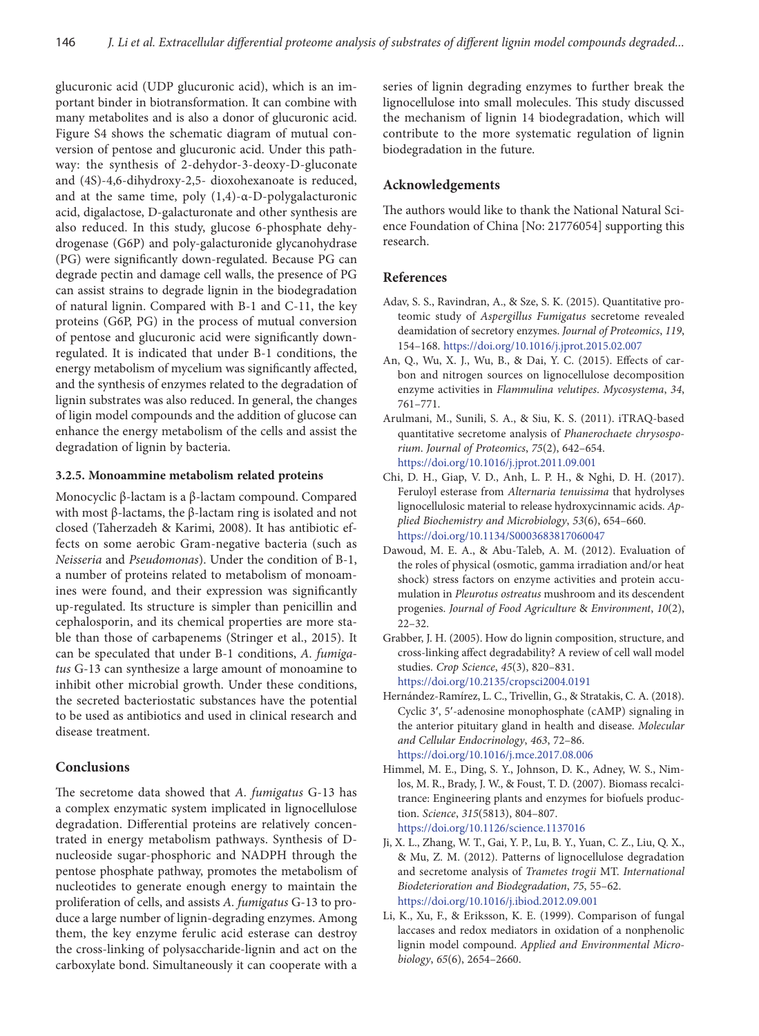glucuronic acid (UDP glucuronic acid), which is an important binder in biotransformation. It can combine with many metabolites and is also a donor of glucuronic acid. Figure S4 shows the schematic diagram of mutual conversion of pentose and glucuronic acid. Under this pathway: the synthesis of 2-dehydor-3-deoxy-D-gluconate and (4S)-4,6-dihydroxy-2,5- dioxohexanoate is reduced, and at the same time, poly (1,4)-α-D-polygalacturonic acid, digalactose, D-galacturonate and other synthesis are also reduced. In this study, glucose 6-phosphate dehydrogenase (G6P) and poly-galacturonide glycanohydrase (PG) were significantly down-regulated. Because PG can degrade pectin and damage cell walls, the presence of PG can assist strains to degrade lignin in the biodegradation of natural lignin. Compared with B-1 and C-11, the key proteins (G6P, PG) in the process of mutual conversion of pentose and glucuronic acid were significantly down-regulated. It is indicated that under B-1 conditions, the energy metabolism of mycelium was significantly affected, and the synthesis of enzymes related to the degradation of lignin substrates was also reduced. In general, the changes of ligin model compounds and the addition of glucose can enhance the energy metabolism of the cells and assist the degradation of lignin by bacteria.

### 3.2.5. Monoammine metabolism related proteins

Monocyclic β-lactam is a β-lactam compound. Compared with most β-lactams, the β-lactam ring is isolated and not closed (Taherzadeh & Karimi, 2008). It has antibiotic effects on some aerobic Gram-negative bacteria (such as *Neisseria* and *Pseudomonas*). Under the condition of B-1, a number of proteins related to metabolism of monoamines were found, and their expression was significantly up-regulated. Its structure is simpler than penicillin and cephalosporin, and its chemical properties are more stable than those of carbapenems (Stringer et al., 2015). It can be speculated that under B-1 conditions, *A. fumigatus* G-13 can synthesize a large amount of monoamine to inhibit other microbial growth. Under these conditions, the secreted bacteriostatic substances have the potential to be used as antibiotics and used in clinical research and disease treatment.

## Conclusions

The secretome data showed that *A. fumigatus* G-13 has a complex enzymatic system implicated in lignocellulose degradation. Differential proteins are relatively concentrated in energy metabolism pathways. Synthesis of D-nucleoside sugar-phosphoric and NADPH through the pentose phosphate pathway, promotes the metabolism of nucleotides to generate enough energy to maintain the proliferation of cells, and assists *A. fumigatus* G-13 to produce a large number of lignin-degrading enzymes. Among them, the key enzyme ferulic acid esterase can destroy the cross-linking of polysaccharide-lignin and act on the carboxylate bond. Simultaneously it can cooperate with a series of lignin degrading enzymes to further break the lignocellulose into small molecules. This study discussed the mechanism of lignin 14 biodegradation, which will contribute to the more systematic regulation of lignin biodegradation in the future.

## Acknowledgements

The authors would like to thank the National Natural Science Foundation of China [No: 21776054] supporting this research.

## References

Adav, S. S., Ravindran, A., & Sze, S. K. (2015). Quantitative proteomic study of *Aspergillus Fumigatus* secretome revealed deamidation of secretory enzymes. *Journal of Proteomics*, *119*, 154–168. https://doi.org/10.1016/j.jprot.2015.02.007

An, Q., Wu, X. J., Wu, B., & Dai, Y. C. (2015). Effects of carbon and nitrogen sources on lignocellulose decomposition enzyme activities in *Flammulina velutipes*. *Mycosystema*, *34*, 761–771.

Arulmani, M., Sunili, S. A., & Siu, K. S. (2011). iTRAQ-based quantitative secretome analysis of *Phanerochaete chrysosporium*. *Journal of Proteomics*, *75*(2), 642–654. https://doi.org/10.1016/j.jprot.2011.09.001

Chi, D. H., Giap, V. D., Anh, L. P. H., & Nghi, D. H. (2017). Feruloyl esterase from *Alternaria tenuissima* that hydrolyses lignocellulosic material to release hydroxycinnamic acids. *Applied Biochemistry and Microbiology*, *53*(6), 654–660. https://doi.org/10.1134/S0003683817060047

Dawoud, M. E. A., & Abu-Taleb, A. M. (2012). Evaluation of the roles of physical (osmotic, gamma irradiation and/or heat shock) stress factors on enzyme activities and protein accumulation in *Pleurotus ostreatus* mushroom and its descendent progenies. *Journal of Food Agriculture* & *Environment*, *10*(2), 22–32.

Grabber, J. H. (2005). How do lignin composition, structure, and cross-linking affect degradability? A review of cell wall model studies. *Crop Science*, *45*(3), 820–831. https://doi.org/10.2135/cropsci2004.0191

Hernández-Ramírez, L. C., Trivellin, G., & Stratakis, C. A. (2018). Cyclic 3′, 5′-adenosine monophosphate (cAMP) signaling in the anterior pituitary gland in health and disease. *Molecular and Cellular Endocrinology*, *463*, 72–86. https://doi.org/10.1016/j.mce.2017.08.006

Himmel, M. E., Ding, S. Y., Johnson, D. K., Adney, W. S., Nimlos, M. R., Brady, J. W., & Foust, T. D. (2007). Biomass recalcitrance: Engineering plants and enzymes for biofuels production. *Science*, *315*(5813), 804–807. https://doi.org/10.1126/science.1137016

Ji, X. L., Zhang, W. T., Gai, Y. P., Lu, B. Y., Yuan, C. Z., Liu, Q. X., & Mu, Z. M. (2012). Patterns of lignocellulose degradation and secretome analysis of *Trametes trogii* MT. *International Biodeterioration and Biodegradation*, *75*, 55–62. https://doi.org/10.1016/j.ibiod.2012.09.001

Li, K., Xu, F., & Eriksson, K. E. (1999). Comparison of fungal laccases and redox mediators in oxidation of a nonphenolic lignin model compound. *Applied and Environmental Microbiology*, *65*(6), 2654–2660.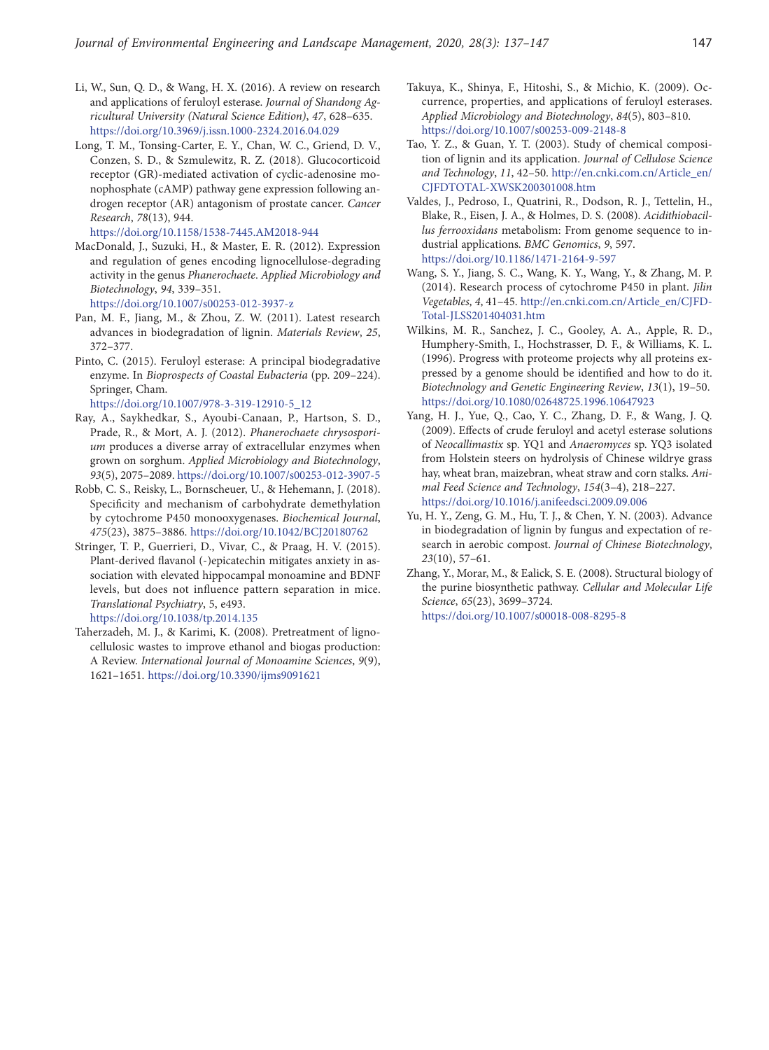Li, W., Sun, Q. D., & Wang, H. X. (2016). A review on research and applications of feruloyl esterase. *Journal of Shandong Agricultural University (Natural Science Edition)*, *47*, 628–635. https://doi.org/10.3969/j.issn.1000-2324.2016.04.029

Long, T. M., Tonsing-Carter, E. Y., Chan, W. C., Griend, D. V., Conzen, S. D., & Szmulewitz, R. Z. (2018). Glucocorticoid receptor (GR)-mediated activation of cyclic-adenosine monophosphate (cAMP) pathway gene expression following androgen receptor (AR) antagonism of prostate cancer. *Cancer Research*, *78*(13), 944. https://doi.org/10.1158/1538-7445.AM2018-944

MacDonald, J., Suzuki, H., & Master, E. R. (2012). Expression and regulation of genes encoding lignocellulose-degrading activity in the genus *Phanerochaete*. *Applied Microbiology and Biotechnology*, *94*, 339–351. https://doi.org/10.1007/s00253-012-3937-z

Pan, M. F., Jiang, M., & Zhou, Z. W. (2011). Latest research advances in biodegradation of lignin. *Materials Review*, *25*, 372–377.

Pinto, C. (2015). Feruloyl esterase: A principal biodegradative enzyme. In *Bioprospects of Coastal Eubacteria* (pp. 209–224). Springer, Cham. https://doi.org/10.1007/978-3-319-12910-5_12

Ray, A., Saykhedkar, S., Ayoubi-Canaan, P., Hartson, S. D., Prade, R., & Mort, A. J. (2012). *Phanerochaete chrysosporium* produces a diverse array of extracellular enzymes when grown on sorghum. *Applied Microbiology and Biotechnology*, *93*(5), 2075–2089. https://doi.org/10.1007/s00253-012-3907-5

Robb, C. S., Reisky, L., Bornscheuer, U., & Hehemann, J. (2018). Specificity and mechanism of carbohydrate demethylation by cytochrome P450 monooxygenases. *Biochemical Journal*, *475*(23), 3875–3886. https://doi.org/10.1042/BCJ20180762

Stringer, T. P., Guerrieri, D., Vivar, C., & Praag, H. V. (2015). Plant-derived flavanol (-)epicatechin mitigates anxiety in association with elevated hippocampal monoamine and BDNF levels, but does not influence pattern separation in mice. *Translational Psychiatry*, 5, e493. https://doi.org/10.1038/tp.2014.135

Taherzadeh, M. J., & Karimi, K. (2008). Pretreatment of lignocellulosic wastes to improve ethanol and biogas production: A Review. *International Journal of Monoamine Sciences*, *9*(9), 1621–1651. https://doi.org/10.3390/ijms9091621

Takuya, K., Shinya, F., Hitoshi, S., & Michio, K. (2009). Occurrence, properties, and applications of feruloyl esterases. *Applied Microbiology and Biotechnology*, *84*(5), 803–810. https://doi.org/10.1007/s00253-009-2148-8

Tao, Y. Z., & Guan, Y. T. (2003). Study of chemical composition of lignin and its application. *Journal of Cellulose Science and Technology*, *11*, 42–50. http://en.cnki.com.cn/Article_en/CJFDTOTAL-XWSK200301008.htm

Valdes, J., Pedroso, I., Quatrini, R., Dodson, R. J., Tettelin, H., Blake, R., Eisen, J. A., & Holmes, D. S. (2008). *Acidithiobacillus ferrooxidans* metabolism: From genome sequence to industrial applications. *BMC Genomics*, *9*, 597. https://doi.org/10.1186/1471-2164-9-597

Wang, S. Y., Jiang, S. C., Wang, K. Y., Wang, Y., & Zhang, M. P. (2014). Research process of cytochrome P450 in plant. *Jilin Vegetables*, *4*, 41–45. http://en.cnki.com.cn/Article_en/CJFD-Total-JLSS201404031.htm

Wilkins, M. R., Sanchez, J. C., Gooley, A. A., Apple, R. D., Humphery-Smith, I., Hochstrasser, D. F., & Williams, K. L. (1996). Progress with proteome projects why all proteins expressed by a genome should be identified and how to do it. *Biotechnology and Genetic Engineering Review*, *13*(1), 19–50. https://doi.org/10.1080/02648725.1996.10647923

Yang, H. J., Yue, Q., Cao, Y. C., Zhang, D. F., & Wang, J. Q. (2009). Effects of crude feruloyl and acetyl esterase solutions of *Neocallimastix* sp. YQ1 and *Anaeromyces* sp. YQ3 isolated from Holstein steers on hydrolysis of Chinese wildrye grass hay, wheat bran, maizebran, wheat straw and corn stalks. *Animal Feed Science and Technology*, *154*(3–4), 218–227. https://doi.org/10.1016/j.anifeedsci.2009.09.006

Yu, H. Y., Zeng, G. M., Hu, T. J., & Chen, Y. N. (2003). Advance in biodegradation of lignin by fungus and expectation of research in aerobic compost. *Journal of Chinese Biotechnology*, *23*(10), 57–61.

Zhang, Y., Morar, M., & Ealick, S. E. (2008). Structural biology of the purine biosynthetic pathway. *Cellular and Molecular Life Science*, *65*(23), 3699–3724. https://doi.org/10.1007/s00018-008-8295-8